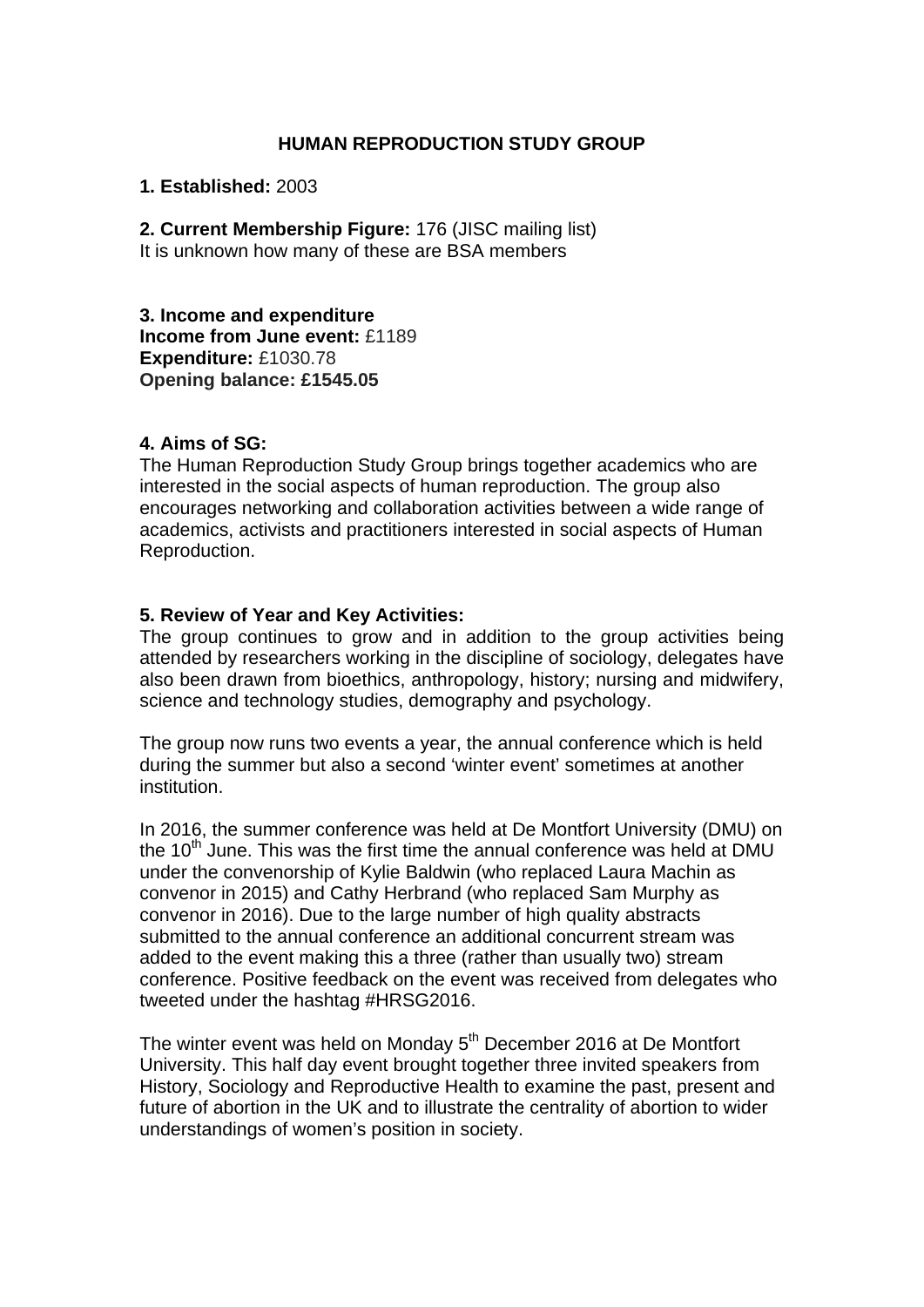# HUMAN REPRODUCTION STUDY GROUP

**1. Established:** 2003

**2. Current Membership Figure:** 176 (JISC mailing list)
It is unknown how many of these are BSA members

**3. Income and expenditure**
**Income from June event:** £1189
**Expenditure:** £1030.78
**Opening balance: £1545.05**

**4. Aims of SG:**
The Human Reproduction Study Group brings together academics who are interested in the social aspects of human reproduction. The group also encourages networking and collaboration activities between a wide range of academics, activists and practitioners interested in social aspects of Human Reproduction.

**5. Review of Year and Key Activities:**
The group continues to grow and in addition to the group activities being attended by researchers working in the discipline of sociology, delegates have also been drawn from bioethics, anthropology, history; nursing and midwifery, science and technology studies, demography and psychology.

The group now runs two events a year, the annual conference which is held during the summer but also a second 'winter event' sometimes at another institution.

In 2016, the summer conference was held at De Montfort University (DMU) on the 10th June. This was the first time the annual conference was held at DMU under the convenorship of Kylie Baldwin (who replaced Laura Machin as convenor in 2015) and Cathy Herbrand (who replaced Sam Murphy as convenor in 2016). Due to the large number of high quality abstracts submitted to the annual conference an additional concurrent stream was added to the event making this a three (rather than usually two) stream conference. Positive feedback on the event was received from delegates who tweeted under the hashtag #HRSG2016.

The winter event was held on Monday 5th December 2016 at De Montfort University. This half day event brought together three invited speakers from History, Sociology and Reproductive Health to examine the past, present and future of abortion in the UK and to illustrate the centrality of abortion to wider understandings of women's position in society.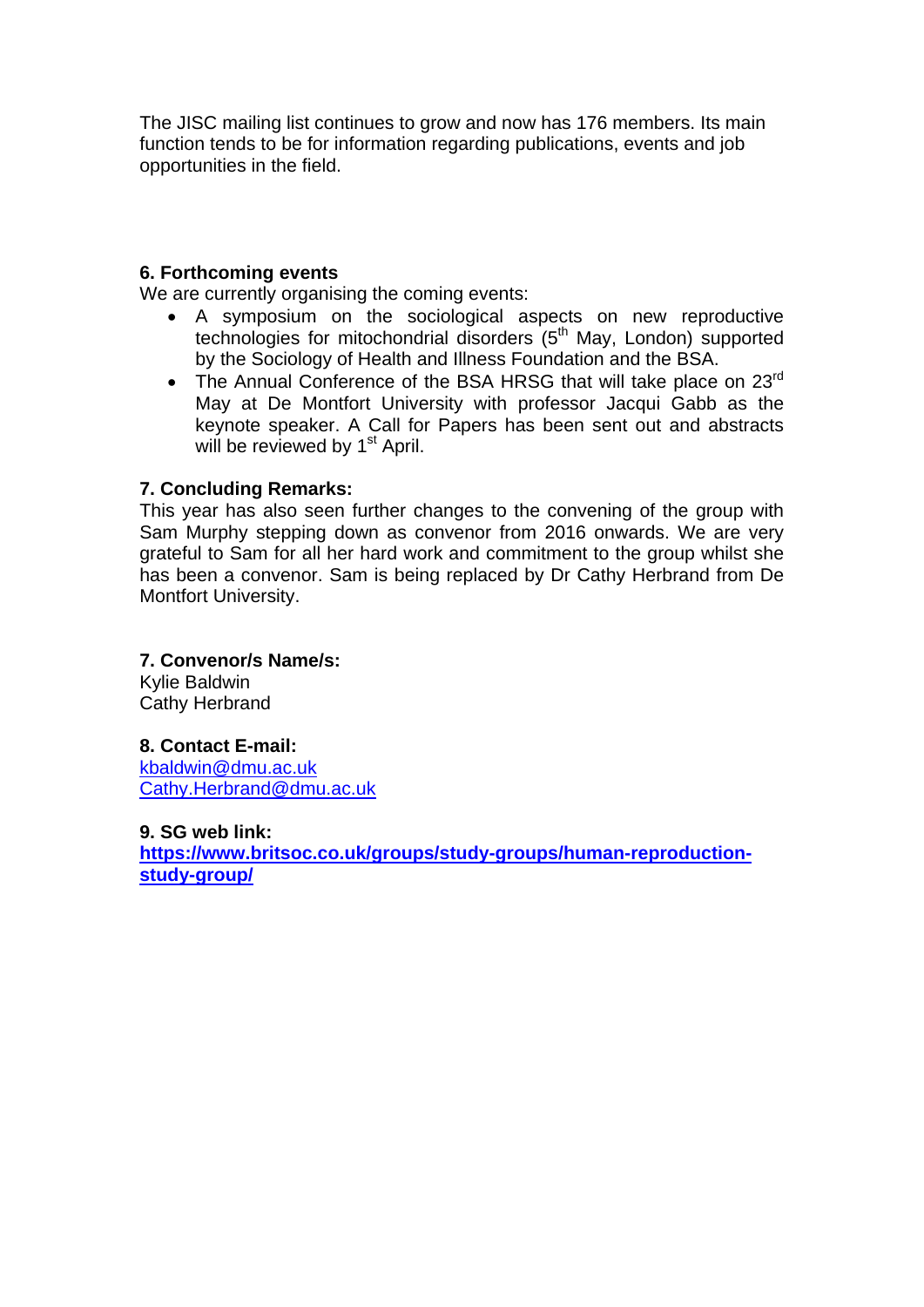The JISC mailing list continues to grow and now has 176 members. Its main function tends to be for information regarding publications, events and job opportunities in the field.

**6. Forthcoming events**

We are currently organising the coming events:

- A symposium on the sociological aspects on new reproductive technologies for mitochondrial disorders (5th May, London) supported by the Sociology of Health and Illness Foundation and the BSA.
- The Annual Conference of the BSA HRSG that will take place on 23rd May at De Montfort University with professor Jacqui Gabb as the keynote speaker. A Call for Papers has been sent out and abstracts will be reviewed by 1st April.

**7. Concluding Remarks:**

This year has also seen further changes to the convening of the group with Sam Murphy stepping down as convenor from 2016 onwards. We are very grateful to Sam for all her hard work and commitment to the group whilst she has been a convenor. Sam is being replaced by Dr Cathy Herbrand from De Montfort University.

**7. Convenor/s Name/s:**

Kylie Baldwin
Cathy Herbrand

**8. Contact E-mail:**

kbaldwin@dmu.ac.uk
Cathy.Herbrand@dmu.ac.uk

**9. SG web link:**

**https://www.britsoc.co.uk/groups/study-groups/human-reproduction-study-group/**